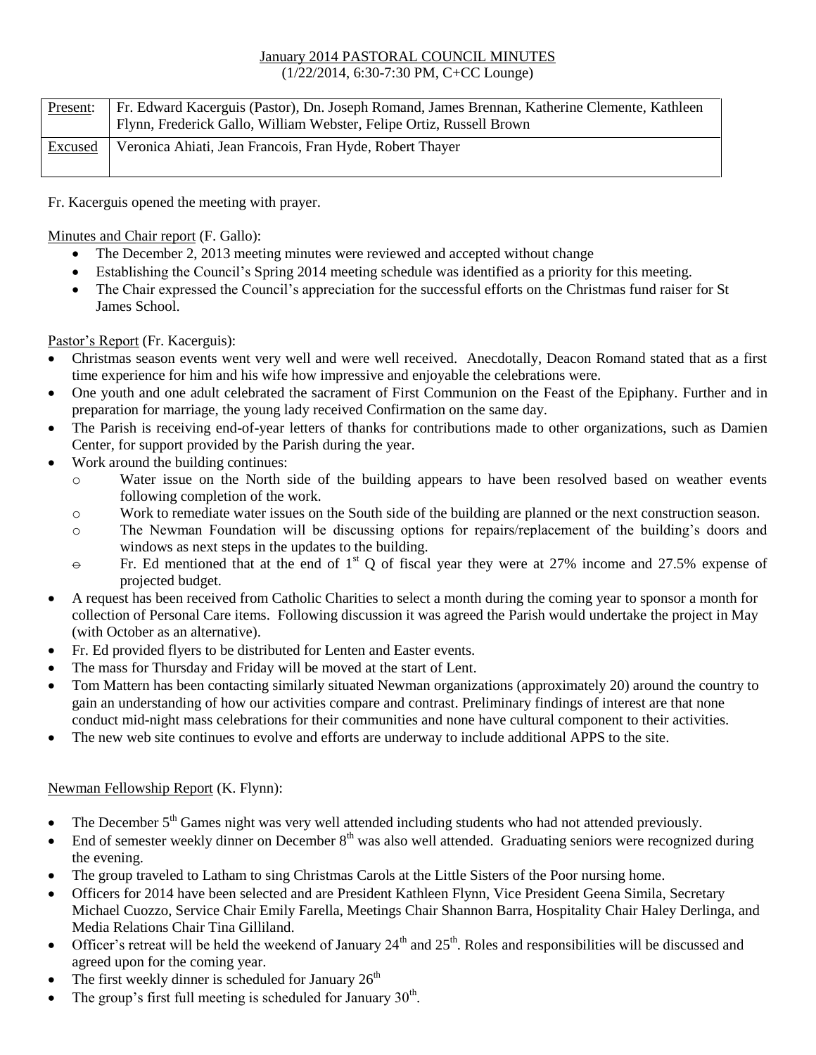January 2014 PASTORAL COUNCIL MINUTES
(1/22/2014, 6:30-7:30 PM, C+CC Lounge)

| Present: | Fr. Edward Kacerguis (Pastor), Dn. Joseph Romand, James Brennan, Katherine Clemente, Kathleen Flynn, Frederick Gallo, William Webster, Felipe Ortiz, Russell Brown |
|---|---|
| Excused | Veronica Ahiati, Jean Francois, Fran Hyde, Robert Thayer |

Fr. Kacerguis opened the meeting with prayer.

Minutes and Chair report (F. Gallo):

- The December 2, 2013 meeting minutes were reviewed and accepted without change
- Establishing the Council's Spring 2014 meeting schedule was identified as a priority for this meeting.
- The Chair expressed the Council's appreciation for the successful efforts on the Christmas fund raiser for St James School.

Pastor's Report (Fr. Kacerguis):

- Christmas season events went very well and were well received. Anecdotally, Deacon Romand stated that as a first time experience for him and his wife how impressive and enjoyable the celebrations were.
- One youth and one adult celebrated the sacrament of First Communion on the Feast of the Epiphany. Further and in preparation for marriage, the young lady received Confirmation on the same day.
- The Parish is receiving end-of-year letters of thanks for contributions made to other organizations, such as Damien Center, for support provided by the Parish during the year.
- Work around the building continues:
  - Water issue on the North side of the building appears to have been resolved based on weather events following completion of the work.
  - Work to remediate water issues on the South side of the building are planned or the next construction season.
  - The Newman Foundation will be discussing options for repairs/replacement of the building's doors and windows as next steps in the updates to the building.
  - Fr. Ed mentioned that at the end of 1st Q of fiscal year they were at 27% income and 27.5% expense of projected budget.
- A request has been received from Catholic Charities to select a month during the coming year to sponsor a month for collection of Personal Care items. Following discussion it was agreed the Parish would undertake the project in May (with October as an alternative).
- Fr. Ed provided flyers to be distributed for Lenten and Easter events.
- The mass for Thursday and Friday will be moved at the start of Lent.
- Tom Mattern has been contacting similarly situated Newman organizations (approximately 20) around the country to gain an understanding of how our activities compare and contrast. Preliminary findings of interest are that none conduct mid-night mass celebrations for their communities and none have cultural component to their activities.
- The new web site continues to evolve and efforts are underway to include additional APPS to the site.

Newman Fellowship Report (K. Flynn):

- The December 5th Games night was very well attended including students who had not attended previously.
- End of semester weekly dinner on December 8th was also well attended. Graduating seniors were recognized during the evening.
- The group traveled to Latham to sing Christmas Carols at the Little Sisters of the Poor nursing home.
- Officers for 2014 have been selected and are President Kathleen Flynn, Vice President Geena Simila, Secretary Michael Cuozzo, Service Chair Emily Farella, Meetings Chair Shannon Barra, Hospitality Chair Haley Derlinga, and Media Relations Chair Tina Gilliland.
- Officer's retreat will be held the weekend of January 24th and 25th. Roles and responsibilities will be discussed and agreed upon for the coming year.
- The first weekly dinner is scheduled for January 26th
- The group's first full meeting is scheduled for January 30th.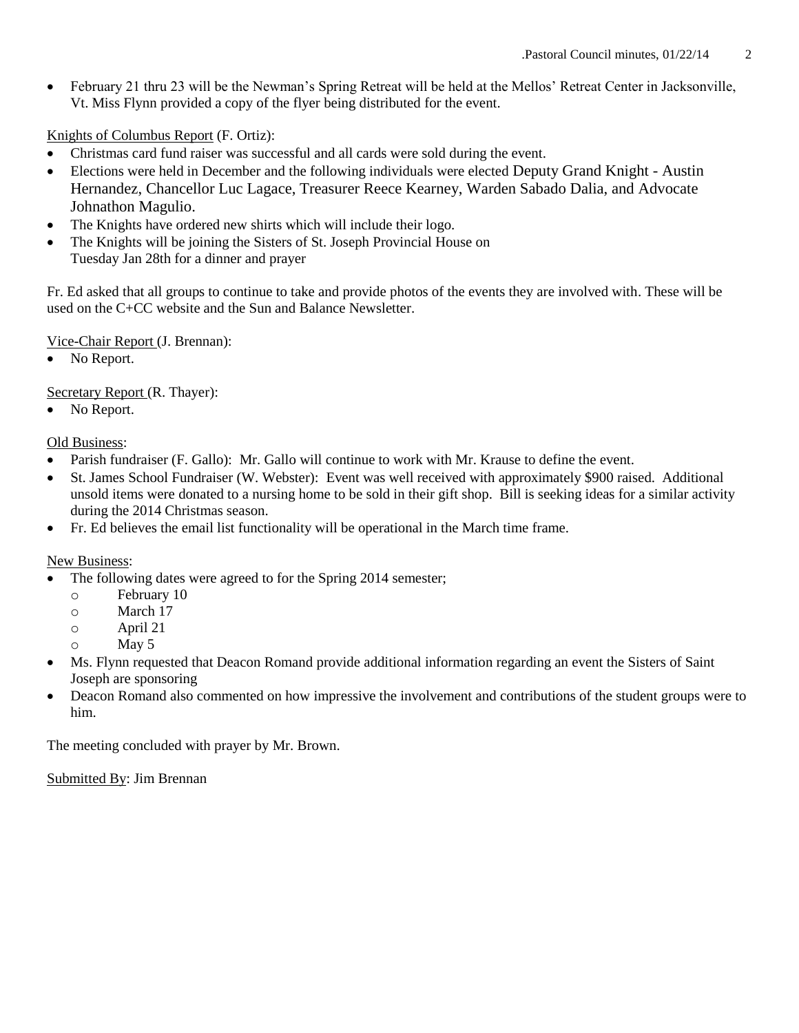- February 21 thru 23 will be the Newman's Spring Retreat will be held at the Mellos' Retreat Center in Jacksonville, Vt. Miss Flynn provided a copy of the flyer being distributed for the event.

Knights of Columbus Report (F. Ortiz):

- Christmas card fund raiser was successful and all cards were sold during the event.
- Elections were held in December and the following individuals were elected Deputy Grand Knight - Austin Hernandez, Chancellor Luc Lagace, Treasurer Reece Kearney, Warden Sabado Dalia, and Advocate Johnathon Magulio.
- The Knights have ordered new shirts which will include their logo.
- The Knights will be joining the Sisters of St. Joseph Provincial House on Tuesday Jan 28th for a dinner and prayer

Fr. Ed asked that all groups to continue to take and provide photos of the events they are involved with. These will be used on the C+CC website and the Sun and Balance Newsletter.

Vice-Chair Report (J. Brennan):

- No Report.

Secretary Report (R. Thayer):

- No Report.

Old Business:

- Parish fundraiser (F. Gallo): Mr. Gallo will continue to work with Mr. Krause to define the event.
- St. James School Fundraiser (W. Webster): Event was well received with approximately $900 raised. Additional unsold items were donated to a nursing home to be sold in their gift shop. Bill is seeking ideas for a similar activity during the 2014 Christmas season.
- Fr. Ed believes the email list functionality will be operational in the March time frame.

New Business:

- The following dates were agreed to for the Spring 2014 semester;
  - February 10
  - March 17
  - April 21
  - May 5
- Ms. Flynn requested that Deacon Romand provide additional information regarding an event the Sisters of Saint Joseph are sponsoring
- Deacon Romand also commented on how impressive the involvement and contributions of the student groups were to him.

The meeting concluded with prayer by Mr. Brown.

Submitted By: Jim Brennan